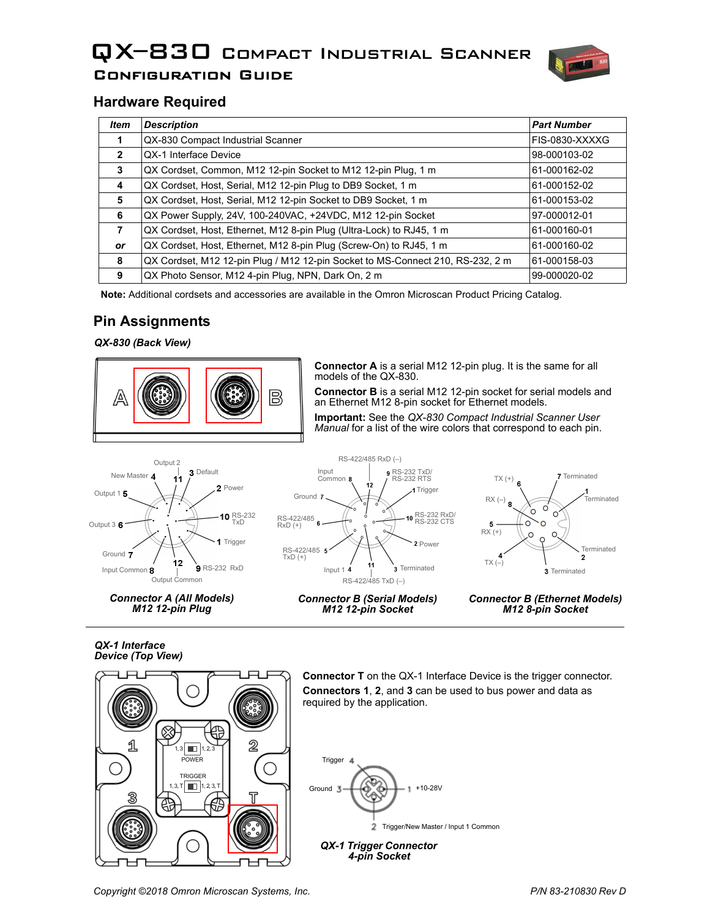# QX-830 Compact Industrial Scanner

## Configuration Guide

## Hardware Required

| Item | Description | Part Number |
|---|---|---|
| 1 | QX-830 Compact Industrial Scanner | FIS-0830-XXXXG |
| 2 | QX-1 Interface Device | 98-000103-02 |
| 3 | QX Cordset, Common, M12 12-pin Socket to M12 12-pin Plug, 1 m | 61-000162-02 |
| 4 | QX Cordset, Host, Serial, M12 12-pin Plug to DB9 Socket, 1 m | 61-000152-02 |
| 5 | QX Cordset, Host, Serial, M12 12-pin Socket to DB9 Socket, 1 m | 61-000153-02 |
| 6 | QX Power Supply, 24V, 100-240VAC, +24VDC, M12 12-pin Socket | 97-000012-01 |
| 7 | QX Cordset, Host, Ethernet, M12 8-pin Plug (Ultra-Lock) to RJ45, 1 m | 61-000160-01 |
| *or* | QX Cordset, Host, Ethernet, M12 8-pin Plug (Screw-On) to RJ45, 1 m | 61-000160-02 |
| 8 | QX Cordset, M12 12-pin Plug / M12 12-pin Socket to MS-Connect 210, RS-232, 2 m | 61-000158-03 |
| 9 | QX Photo Sensor, M12 4-pin Plug, NPN, Dark On, 2 m | 99-000020-02 |

**Note:** Additional cordsets and accessories are available in the Omron Microscan Product Pricing Catalog.

## Pin Assignments

***QX-830 (Back View)***

A B

**Connector A** is a serial M12 12-pin plug. It is the same for all models of the QX-830.

**Connector B** is a serial M12 12-pin socket for serial models and an Ethernet M12 8-pin socket for Ethernet models.

**Important:** See the *QX-830 Compact Industrial Scanner User Manual* for a list of the wire colors that correspond to each pin.

1 Trigger, 2 Power, 3 Default, 4 New Master, 5 Output 1, 6 Output 3, 7 Ground, 8 Input Common, 9 RS-232 RxD, 10 RS-232 TxD, 11 Output 2, 12 Output Common

***Connector A (All Models)***
***M12 12-pin Plug***

1 Trigger, 2 Power, 3 Terminated, 4 Input 1, 5 RS-422/485 TxD (+), 6 RS-422/485 RxD (+), 7 Ground, 8 Input Common, 9 RS-232 TxD/ RS-232 RTS, 10 RS-232 RxD/ RS-232 CTS, 11 RS-422/485 TxD (–), 12 RS-422/485 RxD (–)

***Connector B (Serial Models)***
***M12 12-pin Socket***

1 Terminated, 2 Terminated, 3 Terminated, 4 TX (–), 5 RX (+), 6 TX (+), 7 Terminated, 8 RX (–)

***Connector B (Ethernet Models)***
***M12 8-pin Socket***

***QX-1 Interface Device (Top View)***

1, 2, 3, T — POWER: 1,3 / 1,2,3 — TRIGGER: 1,3,T / 1,2,3,T

**Connector T** on the QX-1 Interface Device is the trigger connector.

**Connectors 1**, **2**, and **3** can be used to bus power and data as required by the application.

1 +10-28V, 2 Trigger/New Master / Input 1 Common, 3 Ground, 4 Trigger

***QX-1 Trigger Connector***
***4-pin Socket***

*Copyright ©2018 Omron Microscan Systems, Inc.* *P/N 83-210830 Rev D*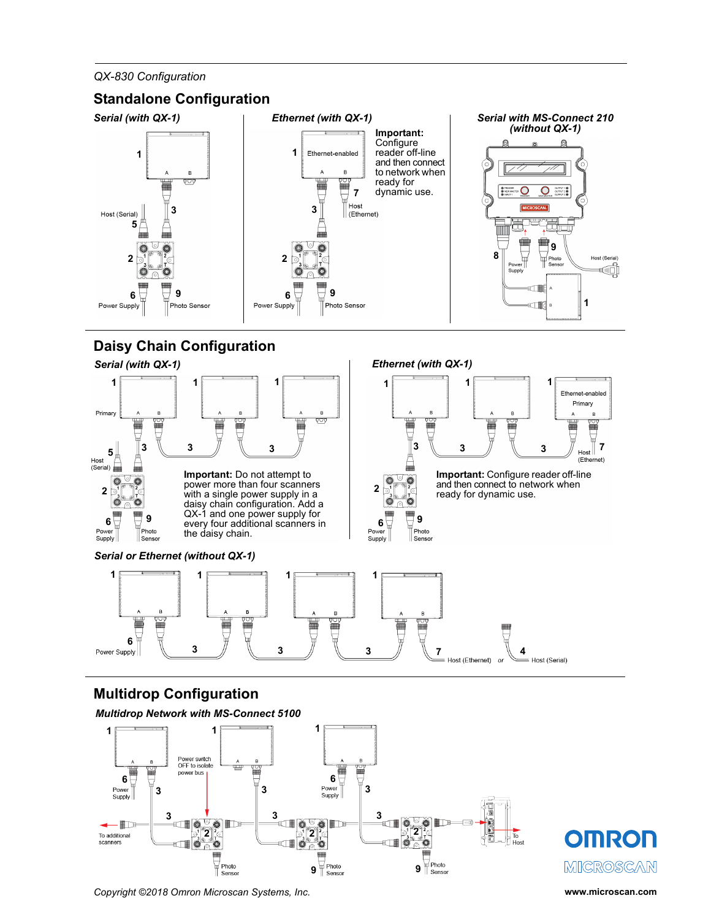*QX-830 Configuration*

## Standalone Configuration

### *Serial (with QX-1)*

1

Host (Serial)

5

3

2

6

Power Supply

9

Photo Sensor

### *Ethernet (with QX-1)*

1

Ethernet-enabled

7

Host (Ethernet)

3

2

6

Power Supply

9

Photo Sensor

**Important:** Configure reader off-line and then connect to network when ready for dynamic use.

### *Serial with MS-Connect 210 (without QX-1)*

8

Power Supply

9

Photo Sensor

Host (Serial)

1

## Daisy Chain Configuration

### *Serial (with QX-1)*

1 1 1

Primary

5

Host (Serial)

3 3 3

2

6

Power Supply

9

Photo Sensor

**Important:** Do not attempt to power more than four scanners with a single power supply in a daisy chain configuration. Add a QX-1 and one power supply for every four additional scanners in the daisy chain.

### *Ethernet (with QX-1)*

1 1 1

Ethernet-enabled

Primary

3 3 3

7

Host (Ethernet)

2

6

Power Supply

9

Photo Sensor

**Important:** Configure reader off-line and then connect to network when ready for dynamic use.

### *Serial or Ethernet (without QX-1)*

1 1 1 1

6

Power Supply

3 3 3

7

Host (Ethernet) *or*

4

Host (Serial)

## Multidrop Configuration

### *Multidrop Network with MS-Connect 5100*

1 1 1

6

Power Supply

Power switch OFF to isolate power bus

6

Power Supply

3 3 3 3 3 3

To additional scanners

2 2 2

To Host

Photo Sensor

9

Photo Sensor

9

Photo Sensor

OMRON MICROSCAN

Copyright ©2018 Omron Microscan Systems, Inc.

www.microscan.com